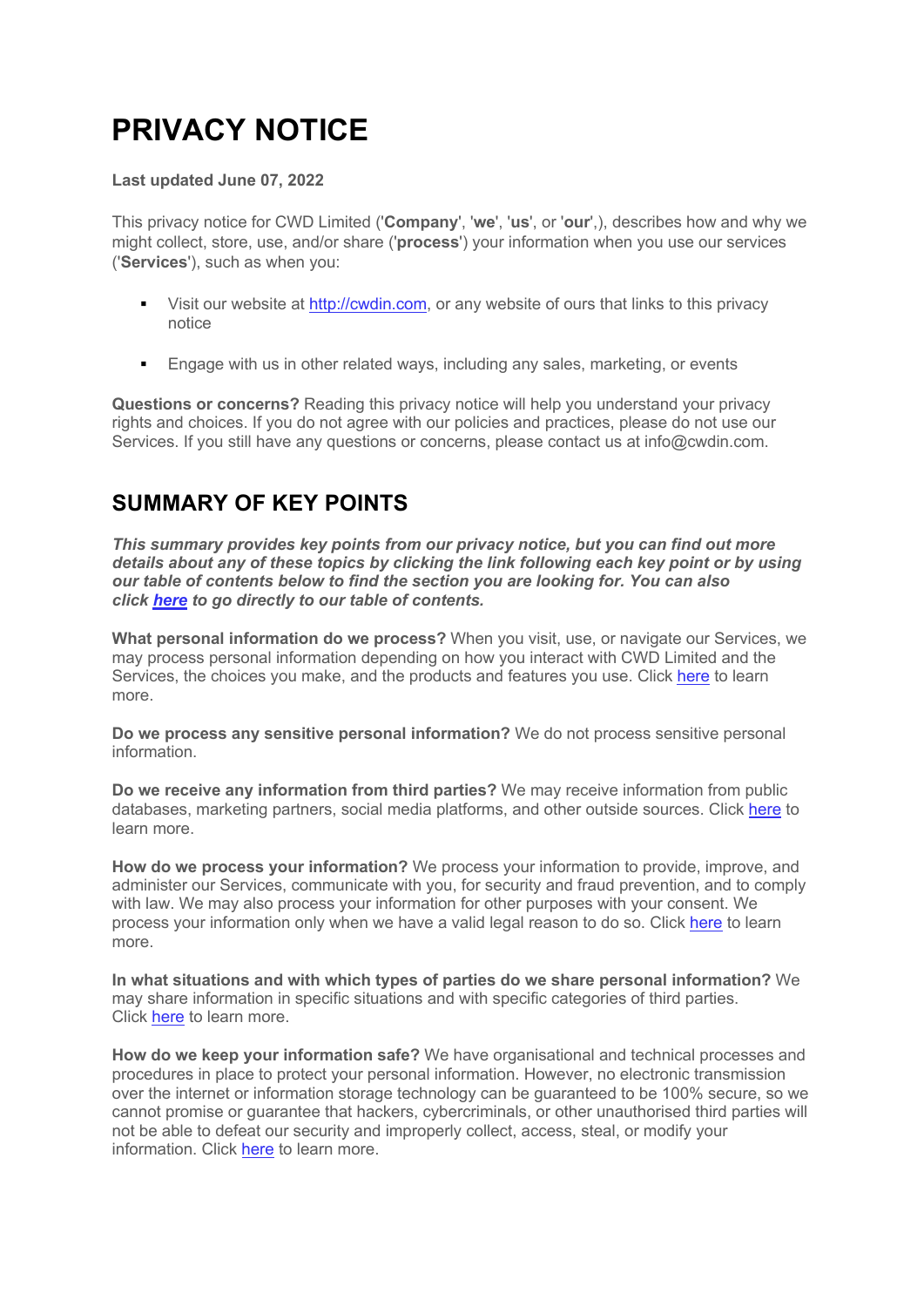# PRIVACY NOTICE

**Last updated June 07, 2022**

This privacy notice for CWD Limited ('**Company**', '**we**', '**us**', or '**our**',), describes how and why we might collect, store, use, and/or share ('**process**') your information when you use our services ('**Services**'), such as when you:

- Visit our website at http://cwdin.com, or any website of ours that links to this privacy notice
- Engage with us in other related ways, including any sales, marketing, or events

**Questions or concerns?** Reading this privacy notice will help you understand your privacy rights and choices. If you do not agree with our policies and practices, please do not use our Services. If you still have any questions or concerns, please contact us at info@cwdin.com.

## SUMMARY OF KEY POINTS

***This summary provides key points from our privacy notice, but you can find out more details about any of these topics by clicking the link following each key point or by using our table of contents below to find the section you are looking for. You can also click here to go directly to our table of contents.***

**What personal information do we process?** When you visit, use, or navigate our Services, we may process personal information depending on how you interact with CWD Limited and the Services, the choices you make, and the products and features you use. Click here to learn more.

**Do we process any sensitive personal information?** We do not process sensitive personal information.

**Do we receive any information from third parties?** We may receive information from public databases, marketing partners, social media platforms, and other outside sources. Click here to learn more.

**How do we process your information?** We process your information to provide, improve, and administer our Services, communicate with you, for security and fraud prevention, and to comply with law. We may also process your information for other purposes with your consent. We process your information only when we have a valid legal reason to do so. Click here to learn more.

**In what situations and with which types of parties do we share personal information?** We may share information in specific situations and with specific categories of third parties. Click here to learn more.

**How do we keep your information safe?** We have organisational and technical processes and procedures in place to protect your personal information. However, no electronic transmission over the internet or information storage technology can be guaranteed to be 100% secure, so we cannot promise or guarantee that hackers, cybercriminals, or other unauthorised third parties will not be able to defeat our security and improperly collect, access, steal, or modify your information. Click here to learn more.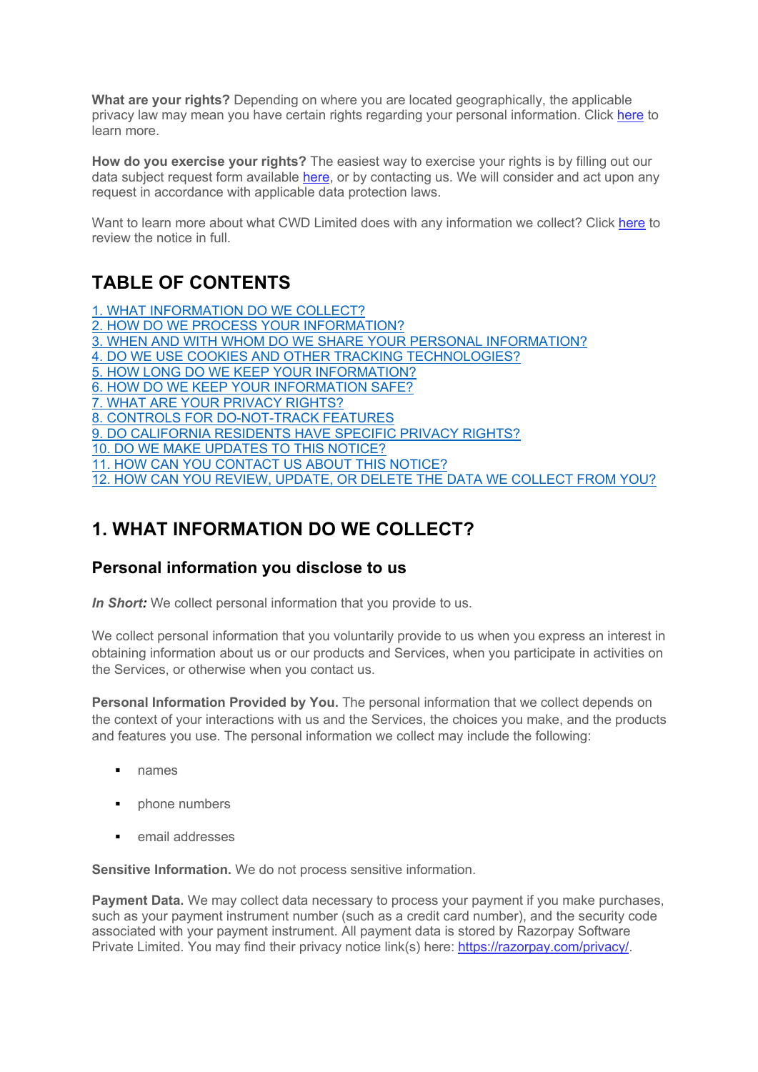**What are your rights?** Depending on where you are located geographically, the applicable privacy law may mean you have certain rights regarding your personal information. Click here to learn more.

**How do you exercise your rights?** The easiest way to exercise your rights is by filling out our data subject request form available here, or by contacting us. We will consider and act upon any request in accordance with applicable data protection laws.

Want to learn more about what CWD Limited does with any information we collect? Click here to review the notice in full.

## TABLE OF CONTENTS

1. WHAT INFORMATION DO WE COLLECT?
2. HOW DO WE PROCESS YOUR INFORMATION?
3. WHEN AND WITH WHOM DO WE SHARE YOUR PERSONAL INFORMATION?
4. DO WE USE COOKIES AND OTHER TRACKING TECHNOLOGIES?
5. HOW LONG DO WE KEEP YOUR INFORMATION?
6. HOW DO WE KEEP YOUR INFORMATION SAFE?
7. WHAT ARE YOUR PRIVACY RIGHTS?
8. CONTROLS FOR DO-NOT-TRACK FEATURES
9. DO CALIFORNIA RESIDENTS HAVE SPECIFIC PRIVACY RIGHTS?
10. DO WE MAKE UPDATES TO THIS NOTICE?
11. HOW CAN YOU CONTACT US ABOUT THIS NOTICE?
12. HOW CAN YOU REVIEW, UPDATE, OR DELETE THE DATA WE COLLECT FROM YOU?

## 1. WHAT INFORMATION DO WE COLLECT?

### Personal information you disclose to us

***In Short:*** We collect personal information that you provide to us.

We collect personal information that you voluntarily provide to us when you express an interest in obtaining information about us or our products and Services, when you participate in activities on the Services, or otherwise when you contact us.

**Personal Information Provided by You.** The personal information that we collect depends on the context of your interactions with us and the Services, the choices you make, and the products and features you use. The personal information we collect may include the following:

- names
- phone numbers
- email addresses

**Sensitive Information.** We do not process sensitive information.

**Payment Data.** We may collect data necessary to process your payment if you make purchases, such as your payment instrument number (such as a credit card number), and the security code associated with your payment instrument. All payment data is stored by Razorpay Software Private Limited. You may find their privacy notice link(s) here: https://razorpay.com/privacy/.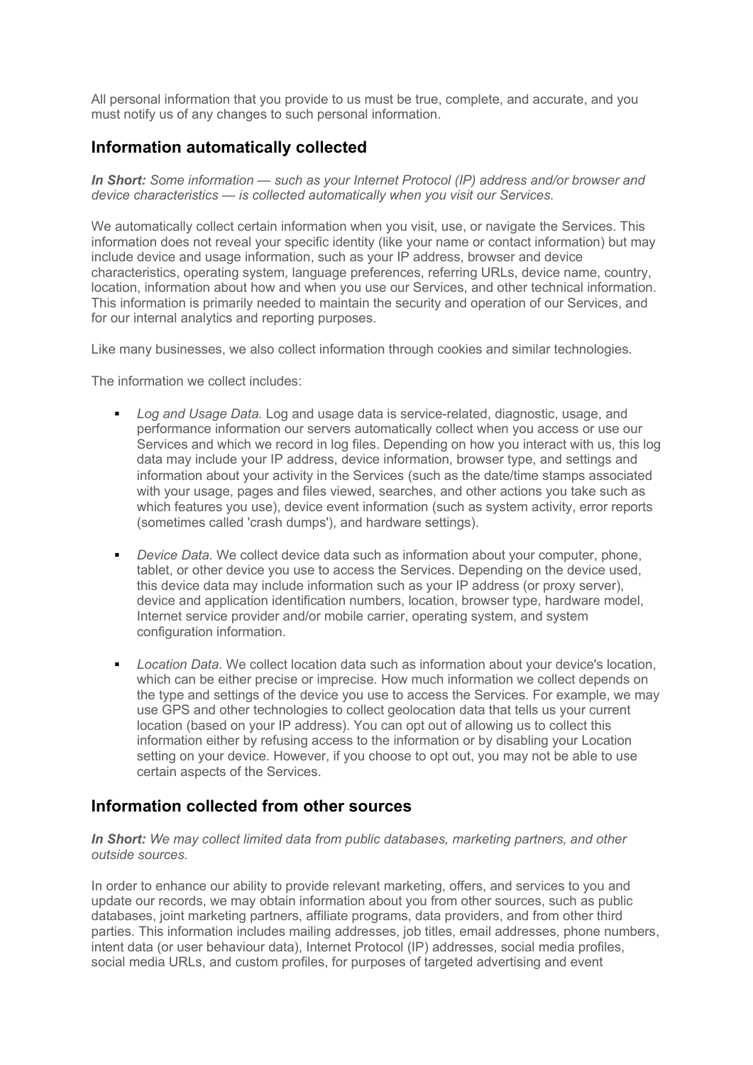All personal information that you provide to us must be true, complete, and accurate, and you must notify us of any changes to such personal information.

## Information automatically collected

***In Short:*** *Some information — such as your Internet Protocol (IP) address and/or browser and device characteristics — is collected automatically when you visit our Services.*

We automatically collect certain information when you visit, use, or navigate the Services. This information does not reveal your specific identity (like your name or contact information) but may include device and usage information, such as your IP address, browser and device characteristics, operating system, language preferences, referring URLs, device name, country, location, information about how and when you use our Services, and other technical information. This information is primarily needed to maintain the security and operation of our Services, and for our internal analytics and reporting purposes.

Like many businesses, we also collect information through cookies and similar technologies.

The information we collect includes:

- *Log and Usage Data.* Log and usage data is service-related, diagnostic, usage, and performance information our servers automatically collect when you access or use our Services and which we record in log files. Depending on how you interact with us, this log data may include your IP address, device information, browser type, and settings and information about your activity in the Services (such as the date/time stamps associated with your usage, pages and files viewed, searches, and other actions you take such as which features you use), device event information (such as system activity, error reports (sometimes called 'crash dumps'), and hardware settings).

- *Device Data.* We collect device data such as information about your computer, phone, tablet, or other device you use to access the Services. Depending on the device used, this device data may include information such as your IP address (or proxy server), device and application identification numbers, location, browser type, hardware model, Internet service provider and/or mobile carrier, operating system, and system configuration information.

- *Location Data.* We collect location data such as information about your device's location, which can be either precise or imprecise. How much information we collect depends on the type and settings of the device you use to access the Services. For example, we may use GPS and other technologies to collect geolocation data that tells us your current location (based on your IP address). You can opt out of allowing us to collect this information either by refusing access to the information or by disabling your Location setting on your device. However, if you choose to opt out, you may not be able to use certain aspects of the Services.

## Information collected from other sources

***In Short:*** *We may collect limited data from public databases, marketing partners, and other outside sources.*

In order to enhance our ability to provide relevant marketing, offers, and services to you and update our records, we may obtain information about you from other sources, such as public databases, joint marketing partners, affiliate programs, data providers, and from other third parties. This information includes mailing addresses, job titles, email addresses, phone numbers, intent data (or user behaviour data), Internet Protocol (IP) addresses, social media profiles, social media URLs, and custom profiles, for purposes of targeted advertising and event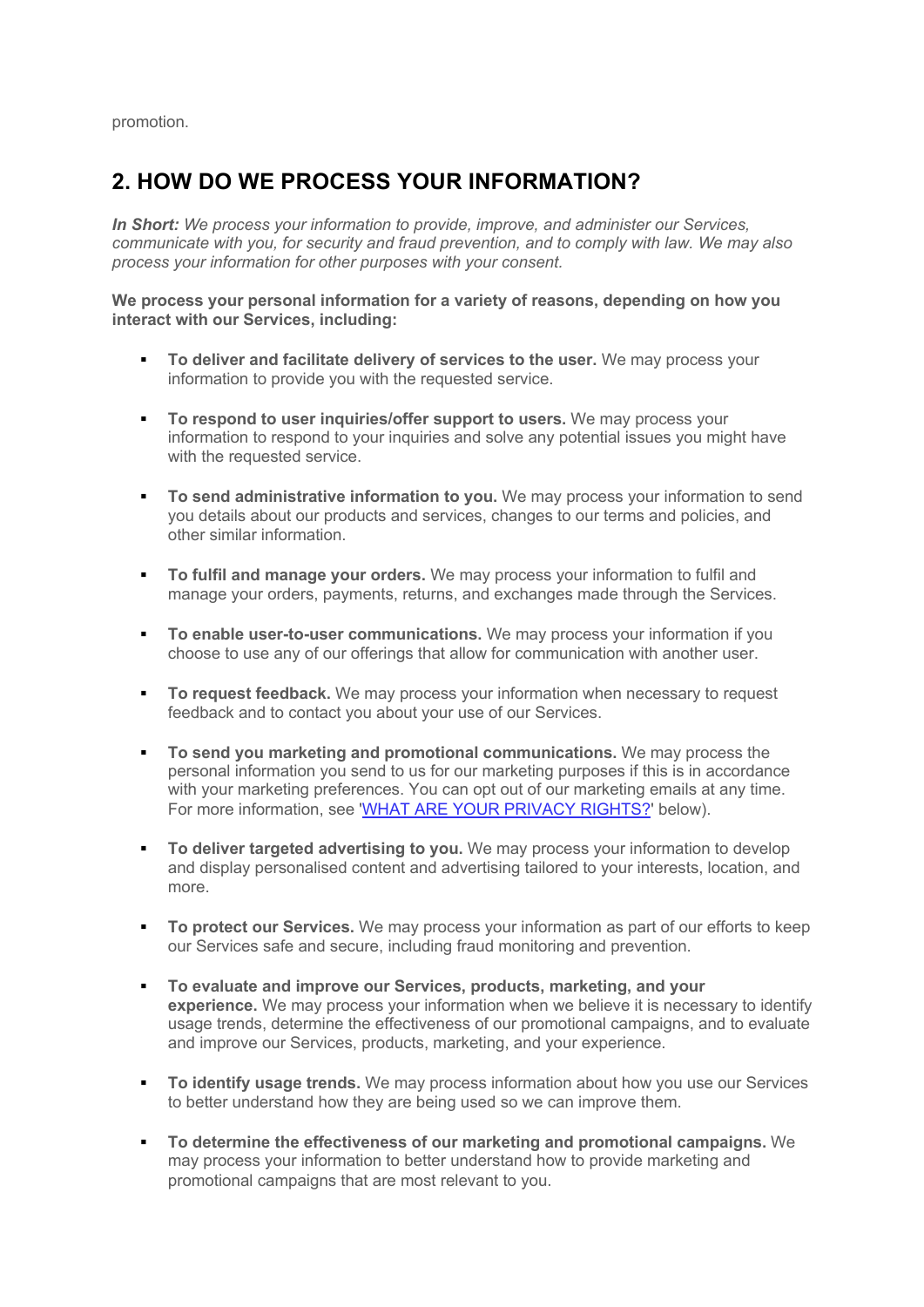promotion.

## 2. HOW DO WE PROCESS YOUR INFORMATION?

***In Short:*** *We process your information to provide, improve, and administer our Services, communicate with you, for security and fraud prevention, and to comply with law. We may also process your information for other purposes with your consent.*

**We process your personal information for a variety of reasons, depending on how you interact with our Services, including:**

- **To deliver and facilitate delivery of services to the user.** We may process your information to provide you with the requested service.
- **To respond to user inquiries/offer support to users.** We may process your information to respond to your inquiries and solve any potential issues you might have with the requested service.
- **To send administrative information to you.** We may process your information to send you details about our products and services, changes to our terms and policies, and other similar information.
- **To fulfil and manage your orders.** We may process your information to fulfil and manage your orders, payments, returns, and exchanges made through the Services.
- **To enable user-to-user communications.** We may process your information if you choose to use any of our offerings that allow for communication with another user.
- **To request feedback.** We may process your information when necessary to request feedback and to contact you about your use of our Services.
- **To send you marketing and promotional communications.** We may process the personal information you send to us for our marketing purposes if this is in accordance with your marketing preferences. You can opt out of our marketing emails at any time. For more information, see '[WHAT ARE YOUR PRIVACY RIGHTS?](#)' below).
- **To deliver targeted advertising to you.** We may process your information to develop and display personalised content and advertising tailored to your interests, location, and more.
- **To protect our Services.** We may process your information as part of our efforts to keep our Services safe and secure, including fraud monitoring and prevention.
- **To evaluate and improve our Services, products, marketing, and your experience.** We may process your information when we believe it is necessary to identify usage trends, determine the effectiveness of our promotional campaigns, and to evaluate and improve our Services, products, marketing, and your experience.
- **To identify usage trends.** We may process information about how you use our Services to better understand how they are being used so we can improve them.
- **To determine the effectiveness of our marketing and promotional campaigns.** We may process your information to better understand how to provide marketing and promotional campaigns that are most relevant to you.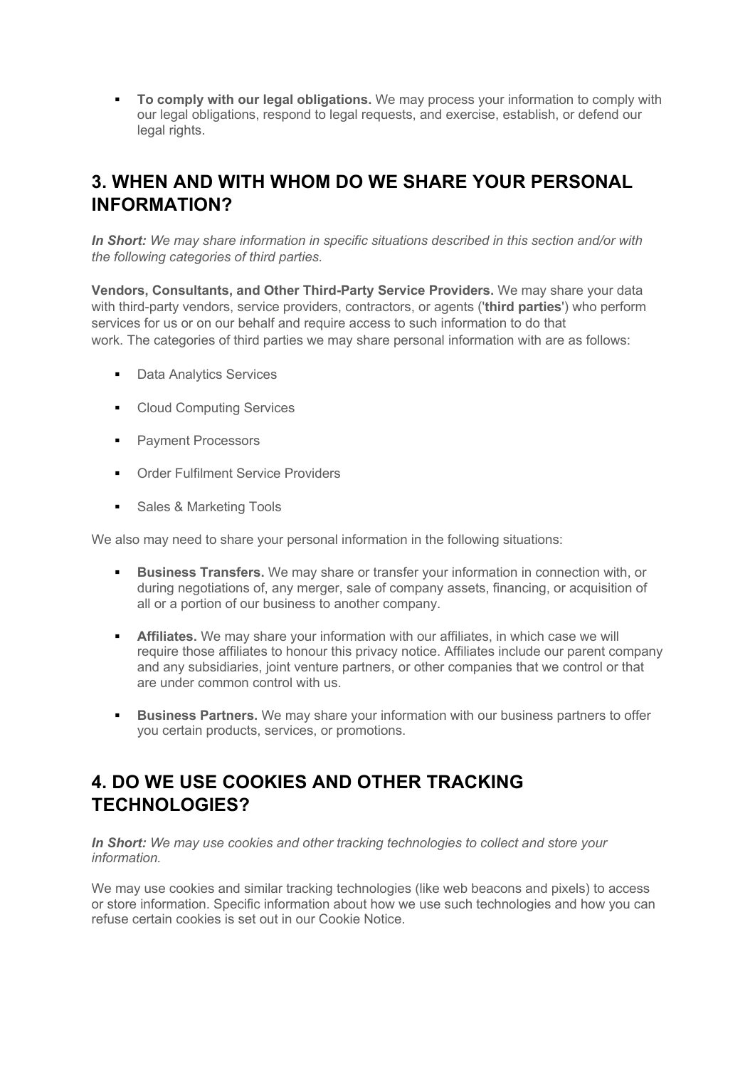- **To comply with our legal obligations.** We may process your information to comply with our legal obligations, respond to legal requests, and exercise, establish, or defend our legal rights.

## 3. WHEN AND WITH WHOM DO WE SHARE YOUR PERSONAL INFORMATION?

***In Short:*** *We may share information in specific situations described in this section and/or with the following categories of third parties.*

**Vendors, Consultants, and Other Third-Party Service Providers.** We may share your data with third-party vendors, service providers, contractors, or agents ('**third parties**') who perform services for us or on our behalf and require access to such information to do that work. The categories of third parties we may share personal information with are as follows:

- Data Analytics Services
- Cloud Computing Services
- Payment Processors
- Order Fulfilment Service Providers
- Sales & Marketing Tools

We also may need to share your personal information in the following situations:

- **Business Transfers.** We may share or transfer your information in connection with, or during negotiations of, any merger, sale of company assets, financing, or acquisition of all or a portion of our business to another company.
- **Affiliates.** We may share your information with our affiliates, in which case we will require those affiliates to honour this privacy notice. Affiliates include our parent company and any subsidiaries, joint venture partners, or other companies that we control or that are under common control with us.
- **Business Partners.** We may share your information with our business partners to offer you certain products, services, or promotions.

## 4. DO WE USE COOKIES AND OTHER TRACKING TECHNOLOGIES?

***In Short:*** *We may use cookies and other tracking technologies to collect and store your information.*

We may use cookies and similar tracking technologies (like web beacons and pixels) to access or store information. Specific information about how we use such technologies and how you can refuse certain cookies is set out in our Cookie Notice.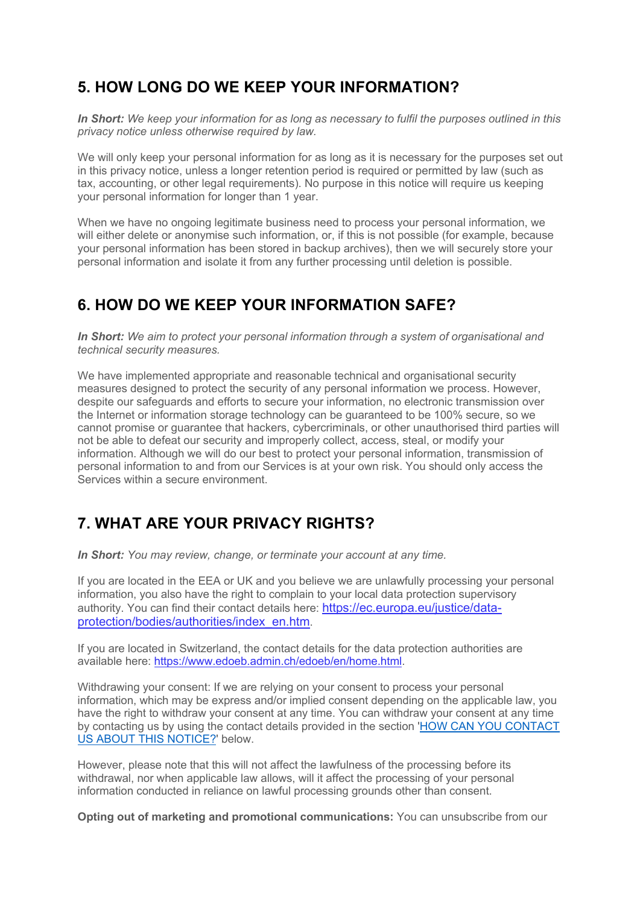## 5. HOW LONG DO WE KEEP YOUR INFORMATION?

***In Short:*** *We keep your information for as long as necessary to fulfil the purposes outlined in this privacy notice unless otherwise required by law.*

We will only keep your personal information for as long as it is necessary for the purposes set out in this privacy notice, unless a longer retention period is required or permitted by law (such as tax, accounting, or other legal requirements). No purpose in this notice will require us keeping your personal information for longer than 1 year.

When we have no ongoing legitimate business need to process your personal information, we will either delete or anonymise such information, or, if this is not possible (for example, because your personal information has been stored in backup archives), then we will securely store your personal information and isolate it from any further processing until deletion is possible.

## 6. HOW DO WE KEEP YOUR INFORMATION SAFE?

***In Short:*** *We aim to protect your personal information through a system of organisational and technical security measures.*

We have implemented appropriate and reasonable technical and organisational security measures designed to protect the security of any personal information we process. However, despite our safeguards and efforts to secure your information, no electronic transmission over the Internet or information storage technology can be guaranteed to be 100% secure, so we cannot promise or guarantee that hackers, cybercriminals, or other unauthorised third parties will not be able to defeat our security and improperly collect, access, steal, or modify your information. Although we will do our best to protect your personal information, transmission of personal information to and from our Services is at your own risk. You should only access the Services within a secure environment.

## 7. WHAT ARE YOUR PRIVACY RIGHTS?

***In Short:*** *You may review, change, or terminate your account at any time.*

If you are located in the EEA or UK and you believe we are unlawfully processing your personal information, you also have the right to complain to your local data protection supervisory authority. You can find their contact details here: [https://ec.europa.eu/justice/data-protection/bodies/authorities/index_en.htm](https://ec.europa.eu/justice/data-protection/bodies/authorities/index_en.htm).

If you are located in Switzerland, the contact details for the data protection authorities are available here: [https://www.edoeb.admin.ch/edoeb/en/home.html](https://www.edoeb.admin.ch/edoeb/en/home.html).

Withdrawing your consent: If we are relying on your consent to process your personal information, which may be express and/or implied consent depending on the applicable law, you have the right to withdraw your consent at any time. You can withdraw your consent at any time by contacting us by using the contact details provided in the section 'HOW CAN YOU CONTACT US ABOUT THIS NOTICE?' below.

However, please note that this will not affect the lawfulness of the processing before its withdrawal, nor when applicable law allows, will it affect the processing of your personal information conducted in reliance on lawful processing grounds other than consent.

**Opting out of marketing and promotional communications:** You can unsubscribe from our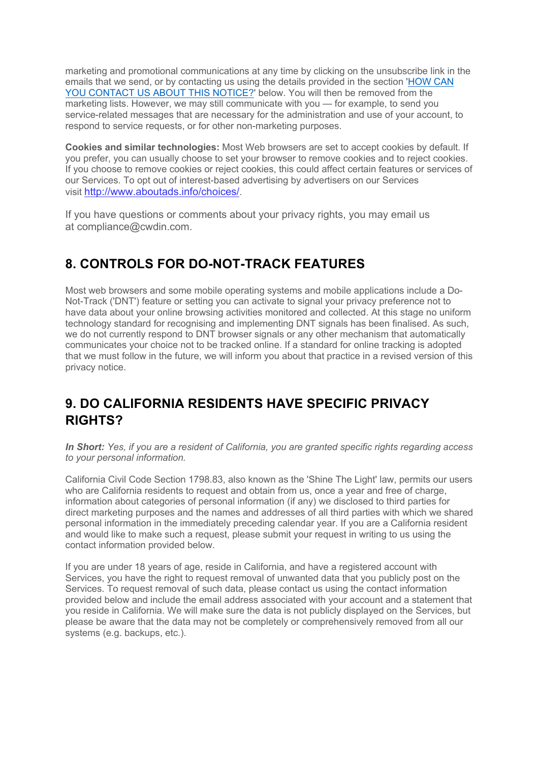marketing and promotional communications at any time by clicking on the unsubscribe link in the emails that we send, or by contacting us using the details provided in the section 'HOW CAN YOU CONTACT US ABOUT THIS NOTICE?' below. You will then be removed from the marketing lists. However, we may still communicate with you — for example, to send you service-related messages that are necessary for the administration and use of your account, to respond to service requests, or for other non-marketing purposes.

**Cookies and similar technologies:** Most Web browsers are set to accept cookies by default. If you prefer, you can usually choose to set your browser to remove cookies and to reject cookies. If you choose to remove cookies or reject cookies, this could affect certain features or services of our Services. To opt out of interest-based advertising by advertisers on our Services visit http://www.aboutads.info/choices/.

If you have questions or comments about your privacy rights, you may email us at compliance@cwdin.com.

## 8. CONTROLS FOR DO-NOT-TRACK FEATURES

Most web browsers and some mobile operating systems and mobile applications include a Do-Not-Track ('DNT') feature or setting you can activate to signal your privacy preference not to have data about your online browsing activities monitored and collected. At this stage no uniform technology standard for recognising and implementing DNT signals has been finalised. As such, we do not currently respond to DNT browser signals or any other mechanism that automatically communicates your choice not to be tracked online. If a standard for online tracking is adopted that we must follow in the future, we will inform you about that practice in a revised version of this privacy notice.

## 9. DO CALIFORNIA RESIDENTS HAVE SPECIFIC PRIVACY RIGHTS?

***In Short:*** *Yes, if you are a resident of California, you are granted specific rights regarding access to your personal information.*

California Civil Code Section 1798.83, also known as the 'Shine The Light' law, permits our users who are California residents to request and obtain from us, once a year and free of charge, information about categories of personal information (if any) we disclosed to third parties for direct marketing purposes and the names and addresses of all third parties with which we shared personal information in the immediately preceding calendar year. If you are a California resident and would like to make such a request, please submit your request in writing to us using the contact information provided below.

If you are under 18 years of age, reside in California, and have a registered account with Services, you have the right to request removal of unwanted data that you publicly post on the Services. To request removal of such data, please contact us using the contact information provided below and include the email address associated with your account and a statement that you reside in California. We will make sure the data is not publicly displayed on the Services, but please be aware that the data may not be completely or comprehensively removed from all our systems (e.g. backups, etc.).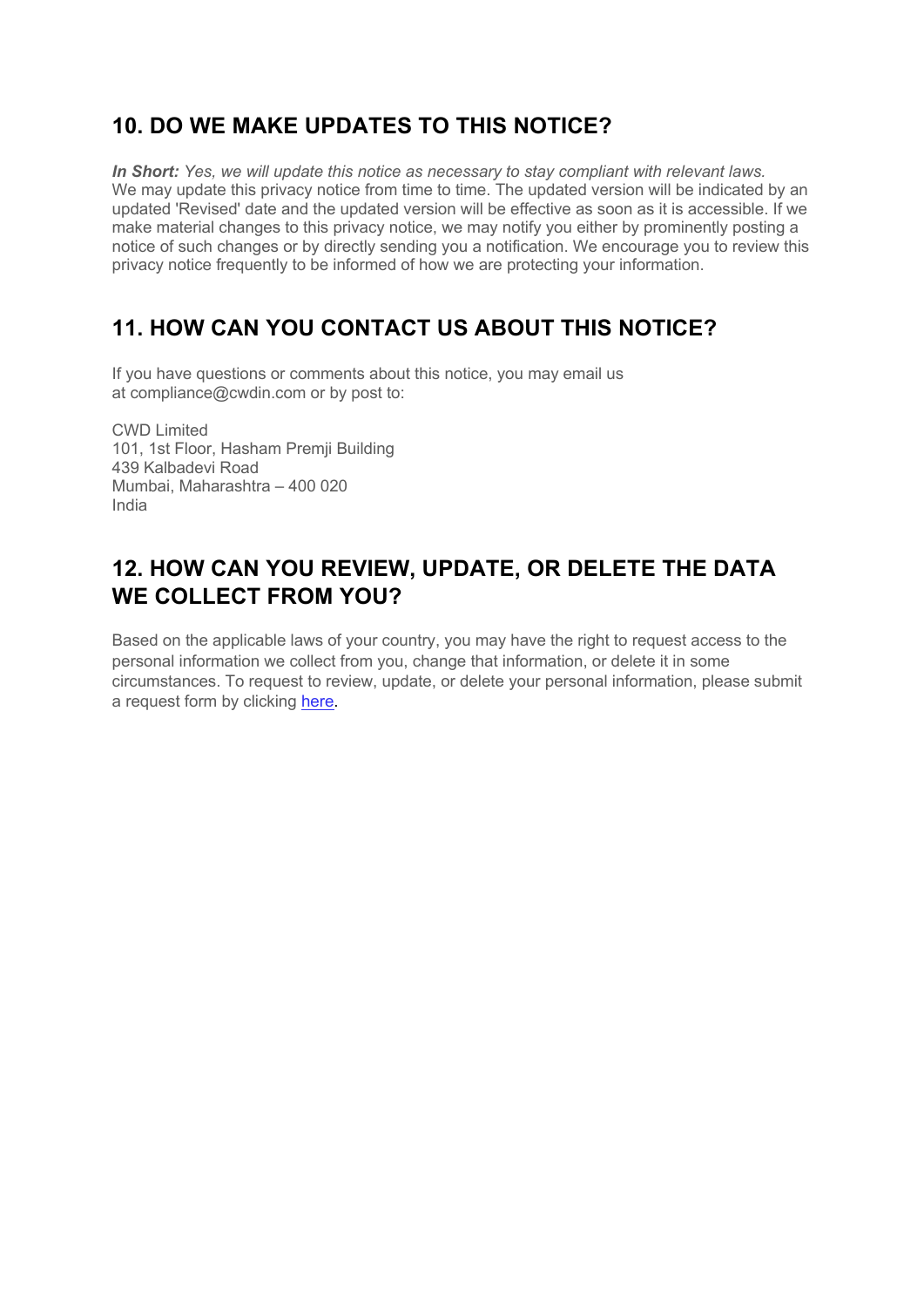## 10. DO WE MAKE UPDATES TO THIS NOTICE?

***In Short:*** *Yes, we will update this notice as necessary to stay compliant with relevant laws.*
We may update this privacy notice from time to time. The updated version will be indicated by an updated 'Revised' date and the updated version will be effective as soon as it is accessible. If we make material changes to this privacy notice, we may notify you either by prominently posting a notice of such changes or by directly sending you a notification. We encourage you to review this privacy notice frequently to be informed of how we are protecting your information.

## 11. HOW CAN YOU CONTACT US ABOUT THIS NOTICE?

If you have questions or comments about this notice, you may email us at compliance@cwdin.com or by post to:

CWD Limited
101, 1st Floor, Hasham Premji Building
439 Kalbadevi Road
Mumbai, Maharashtra – 400 020
India

## 12. HOW CAN YOU REVIEW, UPDATE, OR DELETE THE DATA WE COLLECT FROM YOU?

Based on the applicable laws of your country, you may have the right to request access to the personal information we collect from you, change that information, or delete it in some circumstances. To request to review, update, or delete your personal information, please submit a request form by clicking here.